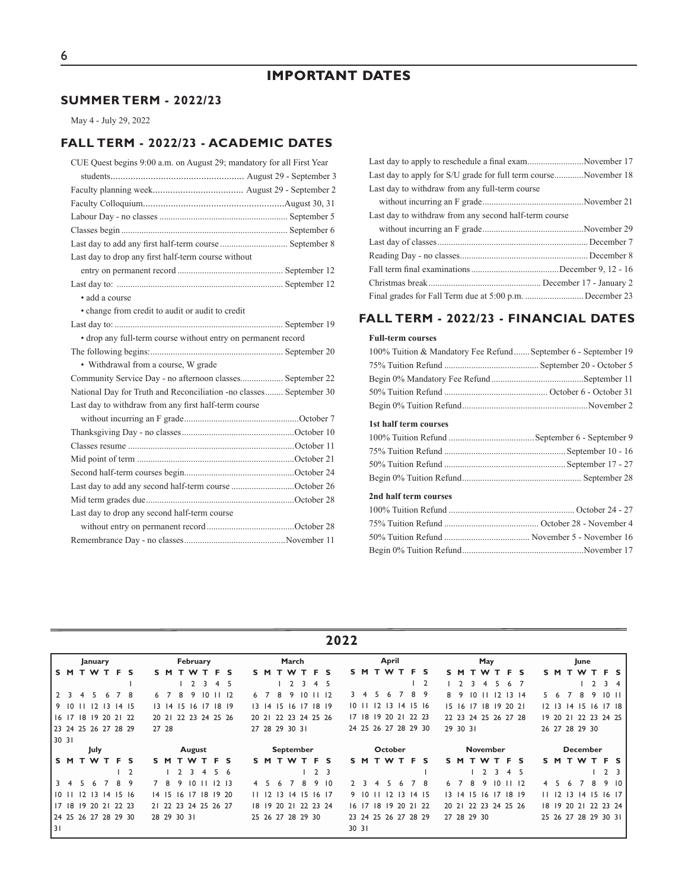# IMPORTANT DATES

## SUMMER TERM - 2022/23

May 4 - July 29, 2022

## FALL TERM - 2022/23 - ACADEMIC DATES

| Event | Date |
|---|---|
| CUE Quest begins 9:00 a.m. on August 29; mandatory for all First Year students | August 29 - September 3 |
| Faculty planning week | August 29 - September 2 |
| Faculty Colloquium | August 30, 31 |
| Labour Day - no classes | September 5 |
| Classes begin | September 6 |
| Last day to add any first half-term course | September 8 |
| Last day to drop any first half-term course without entry on permanent record | September 12 |
| Last day to: • add a course • change from credit to audit or audit to credit | September 12 |
| Last day to: • drop any full-term course without entry on permanent record | September 19 |
| The following begins: • Withdrawal from a course, W grade | September 20 |
| Community Service Day - no afternoon classes | September 22 |
| National Day for Truth and Reconciliation -no classes | September 30 |
| Last day to withdraw from any first half-term course without incurring an F grade | October 7 |
| Thanksgiving Day - no classes | October 10 |
| Classes resume | October 11 |
| Mid point of term | October 21 |
| Second half-term courses begin | October 24 |
| Last day to add any second half-term course | October 26 |
| Mid term grades due | October 28 |
| Last day to drop any second half-term course without entry on permanent record | October 28 |
| Remembrance Day - no classes | November 11 |
| Last day to apply to reschedule a final exam | November 17 |
| Last day to apply for S/U grade for full term course | November 18 |
| Last day to withdraw from any full-term course without incurring an F grade | November 21 |
| Last day to withdraw from any second half-term course without incurring an F grade | November 29 |
| Last day of classes | December 7 |
| Reading Day - no classes | December 8 |
| Fall term final examinations | December 9, 12 - 16 |
| Christmas break | December 17 - January 2 |
| Final grades for Fall Term due at 5:00 p.m. | December 23 |

## FALL TERM - 2022/23 - FINANCIAL DATES

**Full-term courses**

| Refund | Date |
|---|---|
| 100% Tuition & Mandatory Fee Refund | September 6 - September 19 |
| 75% Tuition Refund | September 20 - October 5 |
| Begin 0% Mandatory Fee Refund | September 11 |
| 50% Tuition Refund | October 6 - October 31 |
| Begin 0% Tuition Refund | November 2 |

**1st half term courses**

| Refund | Date |
|---|---|
| 100% Tuition Refund | September 6 - September 9 |
| 75% Tuition Refund | September 10 - 16 |
| 50% Tuition Refund | September 17 - 27 |
| Begin 0% Tuition Refund | September 28 |

**2nd half term courses**

| Refund | Date |
|---|---|
| 100% Tuition Refund | October 24 - 27 |
| 75% Tuition Refund | October 28 - November 4 |
| 50% Tuition Refund | November 5 - November 16 |
| Begin 0% Tuition Refund | November 17 |

## 2022

**January**

| S | M | T | W | T | F | S |
|---|---|---|---|---|---|---|
| | | | | | | 1 |
| 2 | 3 | 4 | 5 | 6 | 7 | 8 |
| 9 | 10 | 11 | 12 | 13 | 14 | 15 |
| 16 | 17 | 18 | 19 | 20 | 21 | 22 |
| 23 | 24 | 25 | 26 | 27 | 28 | 29 |
| 30 | 31 | | | | | |

**February**

| S | M | T | W | T | F | S |
|---|---|---|---|---|---|---|
| | | 1 | 2 | 3 | 4 | 5 |
| 6 | 7 | 8 | 9 | 10 | 11 | 12 |
| 13 | 14 | 15 | 16 | 17 | 18 | 19 |
| 20 | 21 | 22 | 23 | 24 | 25 | 26 |
| 27 | 28 | | | | | |

**March**

| S | M | T | W | T | F | S |
|---|---|---|---|---|---|---|
| | | 1 | 2 | 3 | 4 | 5 |
| 6 | 7 | 8 | 9 | 10 | 11 | 12 |
| 13 | 14 | 15 | 16 | 17 | 18 | 19 |
| 20 | 21 | 22 | 23 | 24 | 25 | 26 |
| 27 | 28 | 29 | 30 | 31 | | |

**April**

| S | M | T | W | T | F | S |
|---|---|---|---|---|---|---|
| | | | | | 1 | 2 |
| 3 | 4 | 5 | 6 | 7 | 8 | 9 |
| 10 | 11 | 12 | 13 | 14 | 15 | 16 |
| 17 | 18 | 19 | 20 | 21 | 22 | 23 |
| 24 | 25 | 26 | 27 | 28 | 29 | 30 |

**May**

| S | M | T | W | T | F | S |
|---|---|---|---|---|---|---|
| 1 | 2 | 3 | 4 | 5 | 6 | 7 |
| 8 | 9 | 10 | 11 | 12 | 13 | 14 |
| 15 | 16 | 17 | 18 | 19 | 20 | 21 |
| 22 | 23 | 24 | 25 | 26 | 27 | 28 |
| 29 | 30 | 31 | | | | |

**June**

| S | M | T | W | T | F | S |
|---|---|---|---|---|---|---|
| | | | 1 | 2 | 3 | 4 |
| 5 | 6 | 7 | 8 | 9 | 10 | 11 |
| 12 | 13 | 14 | 15 | 16 | 17 | 18 |
| 19 | 20 | 21 | 22 | 23 | 24 | 25 |
| 26 | 27 | 28 | 29 | 30 | | |

**July**

| S | M | T | W | T | F | S |
|---|---|---|---|---|---|---|
| | | | | | 1 | 2 |
| 3 | 4 | 5 | 6 | 7 | 8 | 9 |
| 10 | 11 | 12 | 13 | 14 | 15 | 16 |
| 17 | 18 | 19 | 20 | 21 | 22 | 23 |
| 24 | 25 | 26 | 27 | 28 | 29 | 30 |
| 31 | | | | | | |

**August**

| S | M | T | W | T | F | S |
|---|---|---|---|---|---|---|
| | 1 | 2 | 3 | 4 | 5 | 6 |
| 7 | 8 | 9 | 10 | 11 | 12 | 13 |
| 14 | 15 | 16 | 17 | 18 | 19 | 20 |
| 21 | 22 | 23 | 24 | 25 | 26 | 27 |
| 28 | 29 | 30 | 31 | | | |

**September**

| S | M | T | W | T | F | S |
|---|---|---|---|---|---|---|
| | | | | 1 | 2 | 3 |
| 4 | 5 | 6 | 7 | 8 | 9 | 10 |
| 11 | 12 | 13 | 14 | 15 | 16 | 17 |
| 18 | 19 | 20 | 21 | 22 | 23 | 24 |
| 25 | 26 | 27 | 28 | 29 | 30 | |

**October**

| S | M | T | W | T | F | S |
|---|---|---|---|---|---|---|
| | | | | | | 1 |
| 2 | 3 | 4 | 5 | 6 | 7 | 8 |
| 9 | 10 | 11 | 12 | 13 | 14 | 15 |
| 16 | 17 | 18 | 19 | 20 | 21 | 22 |
| 23 | 24 | 25 | 26 | 27 | 28 | 29 |
| 30 | 31 | | | | | |

**November**

| S | M | T | W | T | F | S |
|---|---|---|---|---|---|---|
| | | 1 | 2 | 3 | 4 | 5 |
| 6 | 7 | 8 | 9 | 10 | 11 | 12 |
| 13 | 14 | 15 | 16 | 17 | 18 | 19 |
| 20 | 21 | 22 | 23 | 24 | 25 | 26 |
| 27 | 28 | 29 | 30 | | | |

**December**

| S | M | T | W | T | F | S |
|---|---|---|---|---|---|---|
| | | | | 1 | 2 | 3 |
| 4 | 5 | 6 | 7 | 8 | 9 | 10 |
| 11 | 12 | 13 | 14 | 15 | 16 | 17 |
| 18 | 19 | 20 | 21 | 22 | 23 | 24 |
| 25 | 26 | 27 | 28 | 29 | 30 | 31 |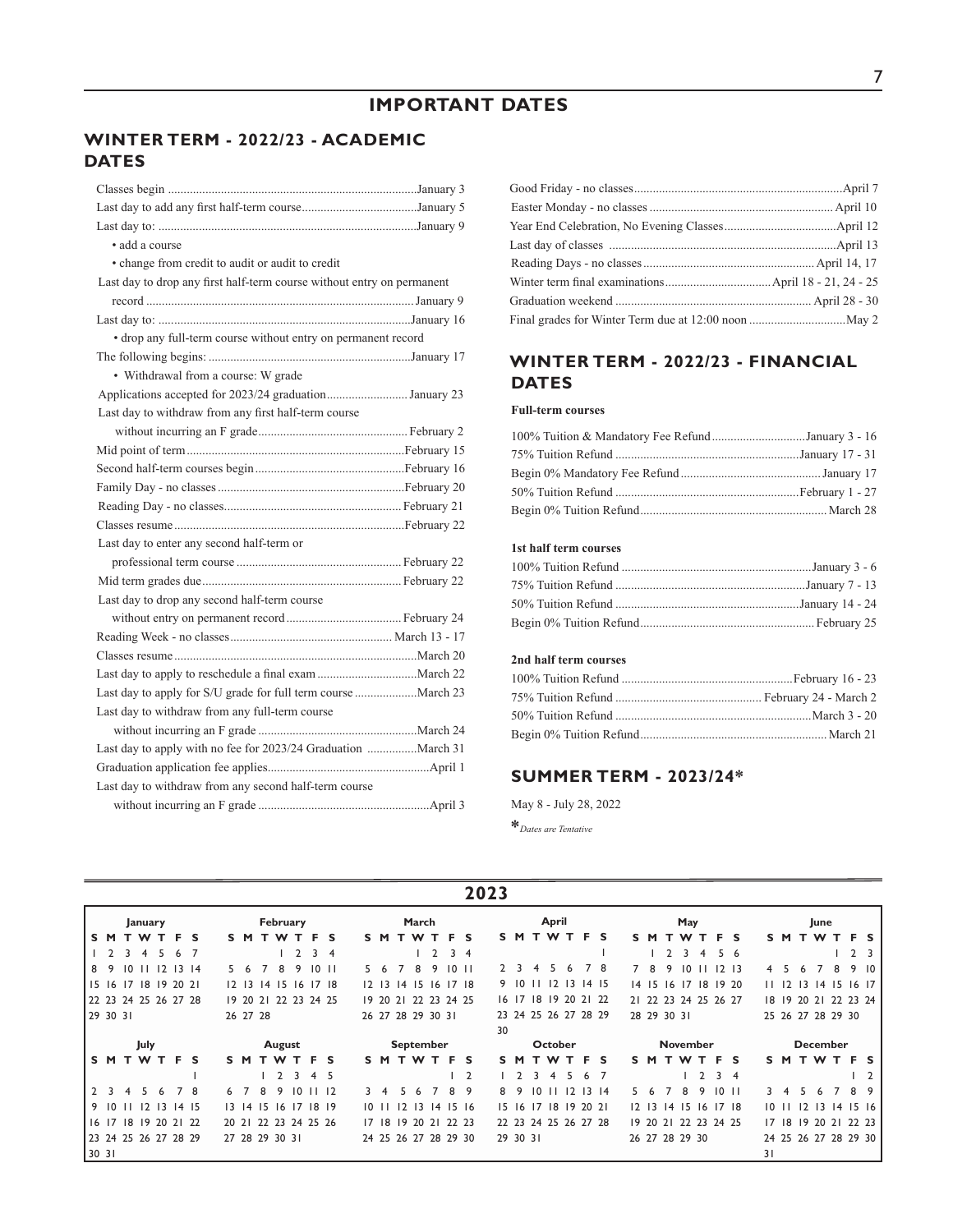# IMPORTANT DATES

## WINTER TERM - 2022/23 - ACADEMIC DATES

| | |
|---|---|
| Classes begin | January 3 |
| Last day to add any first half-term course | January 5 |
| Last day to: | January 9 |
| • add a course | |
| • change from credit to audit or audit to credit | |
| Last day to drop any first half-term course without entry on permanent record | January 9 |
| Last day to: | January 16 |
| • drop any full-term course without entry on permanent record | |
| The following begins: | January 17 |
| • Withdrawal from a course: W grade | |
| Applications accepted for 2023/24 graduation | January 23 |
| Last day to withdraw from any first half-term course without incurring an F grade | February 2 |
| Mid point of term | February 15 |
| Second half-term courses begin | February 16 |
| Family Day - no classes | February 20 |
| Reading Day - no classes | February 21 |
| Classes resume | February 22 |
| Last day to enter any second half-term or professional term course | February 22 |
| Mid term grades due | February 22 |
| Last day to drop any second half-term course without entry on permanent record | February 24 |
| Reading Week - no classes | March 13 - 17 |
| Classes resume | March 20 |
| Last day to apply to reschedule a final exam | March 22 |
| Last day to apply for S/U grade for full term course | March 23 |
| Last day to withdraw from any full-term course without incurring an F grade | March 24 |
| Last day to apply with no fee for 2023/24 Graduation | March 31 |
| Graduation application fee applies | April 1 |
| Last day to withdraw from any second half-term course without incurring an F grade | April 3 |
| Good Friday - no classes | April 7 |
| Easter Monday - no classes | April 10 |
| Year End Celebration, No Evening Classes | April 12 |
| Last day of classes | April 13 |
| Reading Days - no classes | April 14, 17 |
| Winter term final examinations | April 18 - 21, 24 - 25 |
| Graduation weekend | April 28 - 30 |
| Final grades for Winter Term due at 12:00 noon | May 2 |

## WINTER TERM - 2022/23 - FINANCIAL DATES

**Full-term courses**

| | |
|---|---|
| 100% Tuition & Mandatory Fee Refund | January 3 - 16 |
| 75% Tuition Refund | January 17 - 31 |
| Begin 0% Mandatory Fee Refund | January 17 |
| 50% Tuition Refund | February 1 - 27 |
| Begin 0% Tuition Refund | March 28 |

**1st half term courses**

| | |
|---|---|
| 100% Tuition Refund | January 3 - 6 |
| 75% Tuition Refund | January 7 - 13 |
| 50% Tuition Refund | January 14 - 24 |
| Begin 0% Tuition Refund | February 25 |

**2nd half term courses**

| | |
|---|---|
| 100% Tuition Refund | February 16 - 23 |
| 75% Tuition Refund | February 24 - March 2 |
| 50% Tuition Refund | March 3 - 20 |
| Begin 0% Tuition Refund | March 21 |

## SUMMER TERM - 2023/24*

May 8 - July 28, 2022

**\***_Dates are Tentative_

## 2023

**January**

| S | M | T | W | T | F | S |
|---|---|---|---|---|---|---|
| 1 | 2 | 3 | 4 | 5 | 6 | 7 |
| 8 | 9 | 10 | 11 | 12 | 13 | 14 |
| 15 | 16 | 17 | 18 | 19 | 20 | 21 |
| 22 | 23 | 24 | 25 | 26 | 27 | 28 |
| 29 | 30 | 31 | | | | |

**February**

| S | M | T | W | T | F | S |
|---|---|---|---|---|---|---|
| | | | 1 | 2 | 3 | 4 |
| 5 | 6 | 7 | 8 | 9 | 10 | 11 |
| 12 | 13 | 14 | 15 | 16 | 17 | 18 |
| 19 | 20 | 21 | 22 | 23 | 24 | 25 |
| 26 | 27 | 28 | | | | |

**March**

| S | M | T | W | T | F | S |
|---|---|---|---|---|---|---|
| | | | 1 | 2 | 3 | 4 |
| 5 | 6 | 7 | 8 | 9 | 10 | 11 |
| 12 | 13 | 14 | 15 | 16 | 17 | 18 |
| 19 | 20 | 21 | 22 | 23 | 24 | 25 |
| 26 | 27 | 28 | 29 | 30 | 31 | |

**April**

| S | M | T | W | T | F | S |
|---|---|---|---|---|---|---|
| | | | | | | 1 |
| 2 | 3 | 4 | 5 | 6 | 7 | 8 |
| 9 | 10 | 11 | 12 | 13 | 14 | 15 |
| 16 | 17 | 18 | 19 | 20 | 21 | 22 |
| 23 | 24 | 25 | 26 | 27 | 28 | 29 |
| 30 | | | | | | |

**May**

| S | M | T | W | T | F | S |
|---|---|---|---|---|---|---|
| | 1 | 2 | 3 | 4 | 5 | 6 |
| 7 | 8 | 9 | 10 | 11 | 12 | 13 |
| 14 | 15 | 16 | 17 | 18 | 19 | 20 |
| 21 | 22 | 23 | 24 | 25 | 26 | 27 |
| 28 | 29 | 30 | 31 | | | |

**June**

| S | M | T | W | T | F | S |
|---|---|---|---|---|---|---|
| | | | | 1 | 2 | 3 |
| 4 | 5 | 6 | 7 | 8 | 9 | 10 |
| 11 | 12 | 13 | 14 | 15 | 16 | 17 |
| 18 | 19 | 20 | 21 | 22 | 23 | 24 |
| 25 | 26 | 27 | 28 | 29 | 30 | |

**July**

| S | M | T | W | T | F | S |
|---|---|---|---|---|---|---|
| | | | | | | 1 |
| 2 | 3 | 4 | 5 | 6 | 7 | 8 |
| 9 | 10 | 11 | 12 | 13 | 14 | 15 |
| 16 | 17 | 18 | 19 | 20 | 21 | 22 |
| 23 | 24 | 25 | 26 | 27 | 28 | 29 |
| 30 | 31 | | | | | |

**August**

| S | M | T | W | T | F | S |
|---|---|---|---|---|---|---|
| | | 1 | 2 | 3 | 4 | 5 |
| 6 | 7 | 8 | 9 | 10 | 11 | 12 |
| 13 | 14 | 15 | 16 | 17 | 18 | 19 |
| 20 | 21 | 22 | 23 | 24 | 25 | 26 |
| 27 | 28 | 29 | 30 | 31 | | |

**September**

| S | M | T | W | T | F | S |
|---|---|---|---|---|---|---|
| | | | | | 1 | 2 |
| 3 | 4 | 5 | 6 | 7 | 8 | 9 |
| 10 | 11 | 12 | 13 | 14 | 15 | 16 |
| 17 | 18 | 19 | 20 | 21 | 22 | 23 |
| 24 | 25 | 26 | 27 | 28 | 29 | 30 |

**October**

| S | M | T | W | T | F | S |
|---|---|---|---|---|---|---|
| 1 | 2 | 3 | 4 | 5 | 6 | 7 |
| 8 | 9 | 10 | 11 | 12 | 13 | 14 |
| 15 | 16 | 17 | 18 | 19 | 20 | 21 |
| 22 | 23 | 24 | 25 | 26 | 27 | 28 |
| 29 | 30 | 31 | | | | |

**November**

| S | M | T | W | T | F | S |
|---|---|---|---|---|---|---|
| | | | 1 | 2 | 3 | 4 |
| 5 | 6 | 7 | 8 | 9 | 10 | 11 |
| 12 | 13 | 14 | 15 | 16 | 17 | 18 |
| 19 | 20 | 21 | 22 | 23 | 24 | 25 |
| 26 | 27 | 28 | 29 | 30 | | |

**December**

| S | M | T | W | T | F | S |
|---|---|---|---|---|---|---|
| | | | | | 1 | 2 |
| 3 | 4 | 5 | 6 | 7 | 8 | 9 |
| 10 | 11 | 12 | 13 | 14 | 15 | 16 |
| 17 | 18 | 19 | 20 | 21 | 22 | 23 |
| 24 | 25 | 26 | 27 | 28 | 29 | 30 |
| 31 | | | | | | |